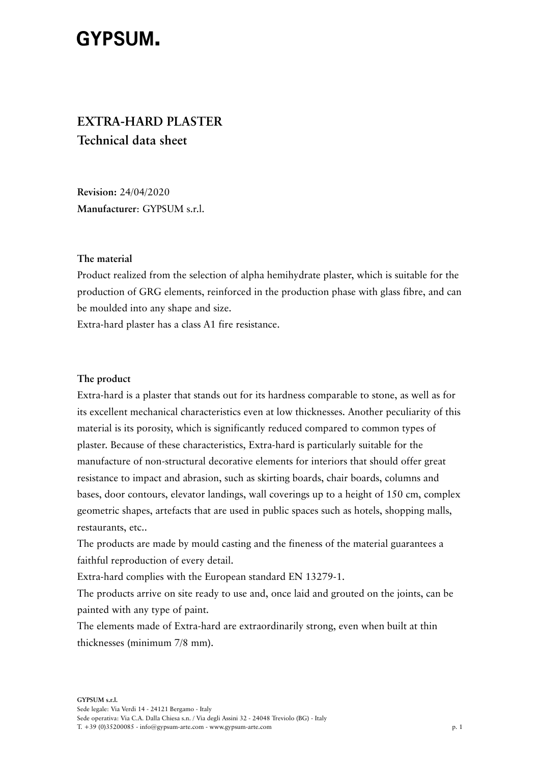GYPSUM.

# EXTRA-HARD PLASTER
## Technical data sheet

**Revision:** 24/04/2020
**Manufacturer**: GYPSUM s.r.l.

**The material**

Product realized from the selection of alpha hemihydrate plaster, which is suitable for the production of GRG elements, reinforced in the production phase with glass fibre, and can be moulded into any shape and size.
Extra-hard plaster has a class A1 fire resistance.

**The product**

Extra-hard is a plaster that stands out for its hardness comparable to stone, as well as for its excellent mechanical characteristics even at low thicknesses. Another peculiarity of this material is its porosity, which is significantly reduced compared to common types of plaster. Because of these characteristics, Extra-hard is particularly suitable for the manufacture of non-structural decorative elements for interiors that should offer great resistance to impact and abrasion, such as skirting boards, chair boards, columns and bases, door contours, elevator landings, wall coverings up to a height of 150 cm, complex geometric shapes, artefacts that are used in public spaces such as hotels, shopping malls, restaurants, etc..
The products are made by mould casting and the fineness of the material guarantees a faithful reproduction of every detail.
Extra-hard complies with the European standard EN 13279-1.
The products arrive on site ready to use and, once laid and grouted on the joints, can be painted with any type of paint.
The elements made of Extra-hard are extraordinarily strong, even when built at thin thicknesses (minimum 7/8 mm).

**GYPSUM s.r.l.**
Sede legale: Via Verdi 14 - 24121 Bergamo - Italy
Sede operativa: Via C.A. Dalla Chiesa s.n. / Via degli Assini 32 - 24048 Treviolo (BG) - Italy
T. +39 (0)35200085 - info@gypsum-arte.com - www.gypsum-arte.com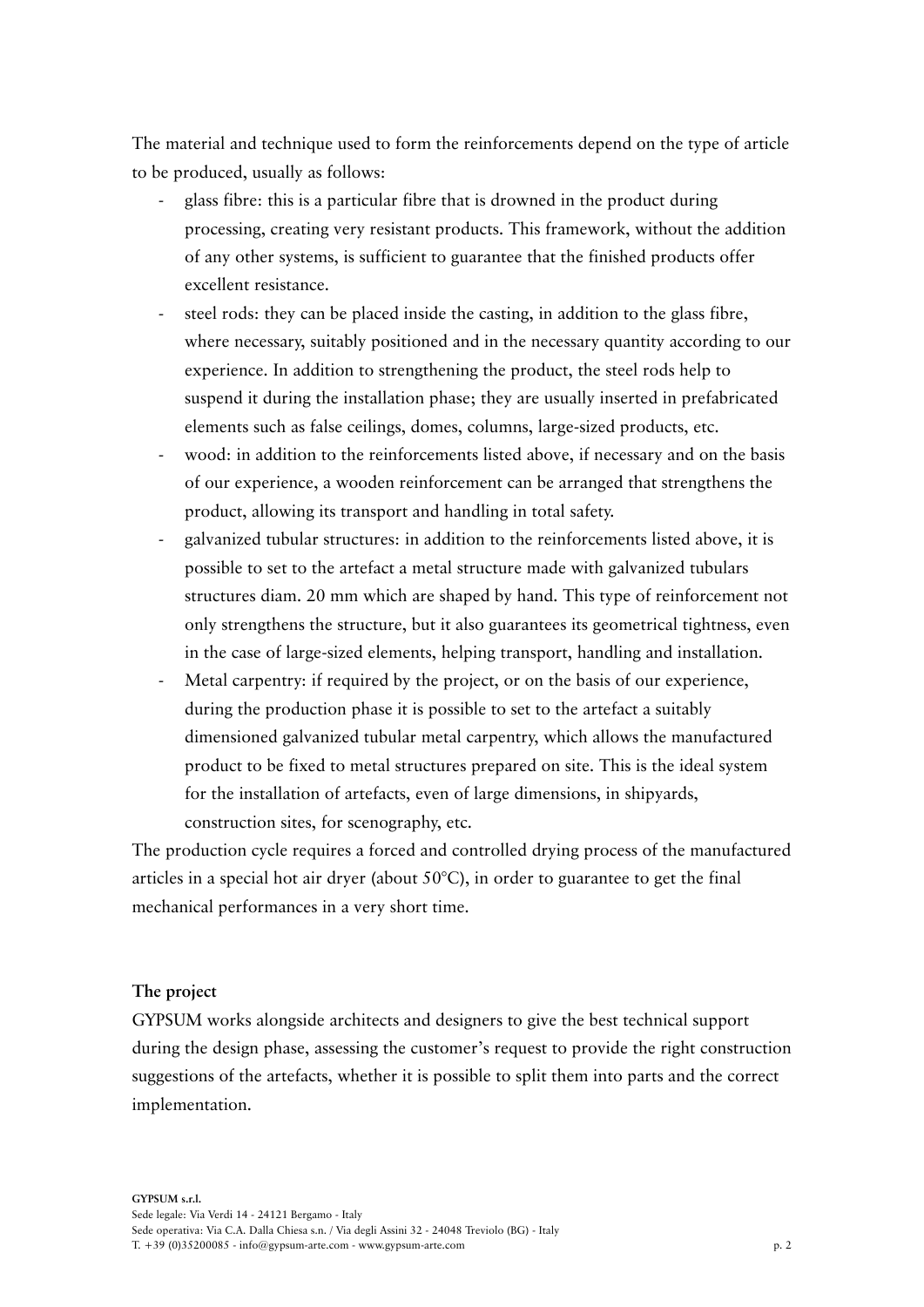The material and technique used to form the reinforcements depend on the type of article to be produced, usually as follows:

- glass fibre: this is a particular fibre that is drowned in the product during processing, creating very resistant products. This framework, without the addition of any other systems, is sufficient to guarantee that the finished products offer excellent resistance.
- steel rods: they can be placed inside the casting, in addition to the glass fibre, where necessary, suitably positioned and in the necessary quantity according to our experience. In addition to strengthening the product, the steel rods help to suspend it during the installation phase; they are usually inserted in prefabricated elements such as false ceilings, domes, columns, large-sized products, etc.
- wood: in addition to the reinforcements listed above, if necessary and on the basis of our experience, a wooden reinforcement can be arranged that strengthens the product, allowing its transport and handling in total safety.
- galvanized tubular structures: in addition to the reinforcements listed above, it is possible to set to the artefact a metal structure made with galvanized tubulars structures diam. 20 mm which are shaped by hand. This type of reinforcement not only strengthens the structure, but it also guarantees its geometrical tightness, even in the case of large-sized elements, helping transport, handling and installation.
- Metal carpentry: if required by the project, or on the basis of our experience, during the production phase it is possible to set to the artefact a suitably dimensioned galvanized tubular metal carpentry, which allows the manufactured product to be fixed to metal structures prepared on site. This is the ideal system for the installation of artefacts, even of large dimensions, in shipyards, construction sites, for scenography, etc.

The production cycle requires a forced and controlled drying process of the manufactured articles in a special hot air dryer (about 50°C), in order to guarantee to get the final mechanical performances in a very short time.

**The project**

GYPSUM works alongside architects and designers to give the best technical support during the design phase, assessing the customer's request to provide the right construction suggestions of the artefacts, whether it is possible to split them into parts and the correct implementation.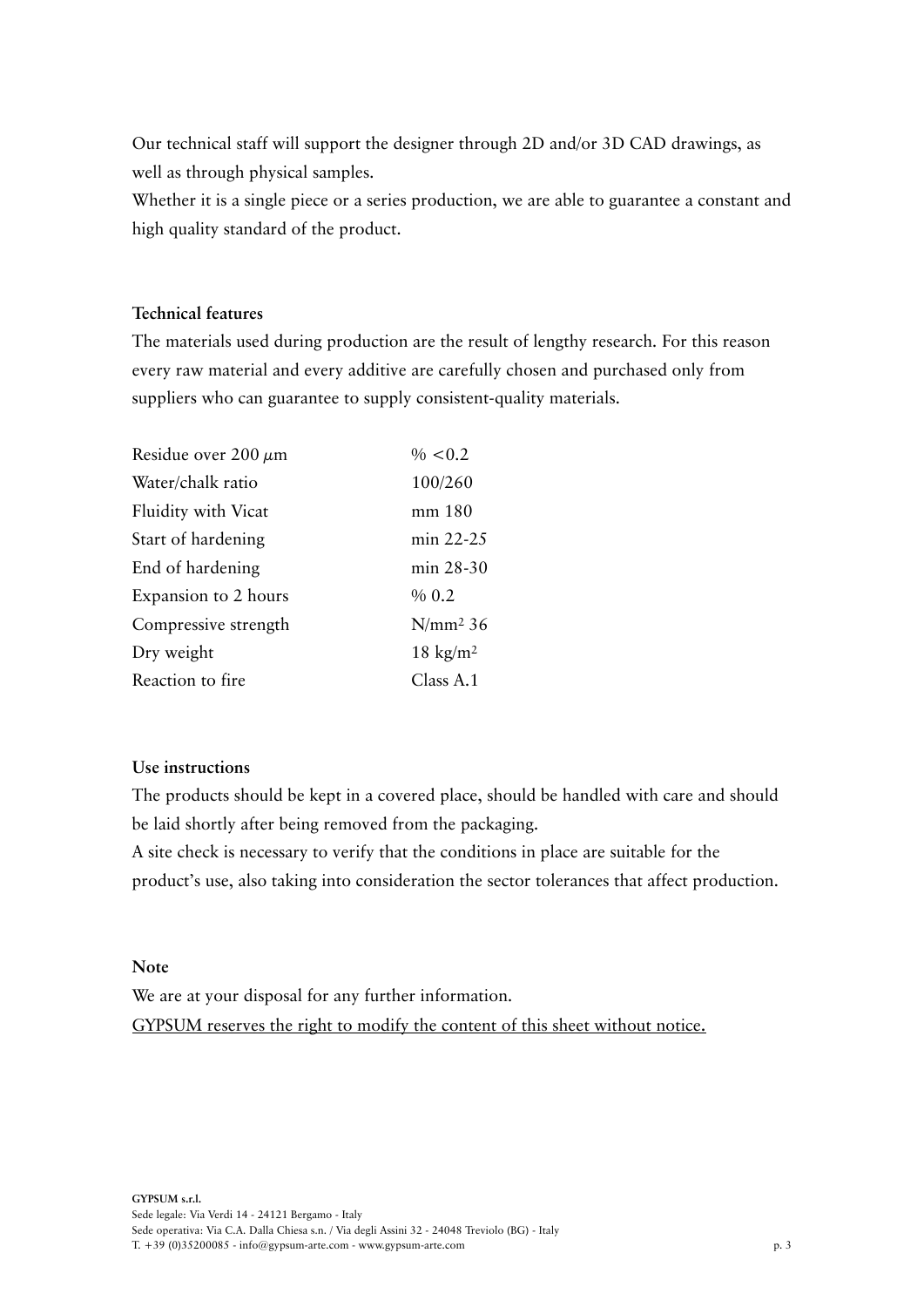Our technical staff will support the designer through 2D and/or 3D CAD drawings, as well as through physical samples.
Whether it is a single piece or a series production, we are able to guarantee a constant and high quality standard of the product.

**Technical features**

The materials used during production are the result of lengthy research. For this reason every raw material and every additive are carefully chosen and purchased only from suppliers who can guarantee to supply consistent-quality materials.

| | |
|---|---|
| Residue over 200 $\mu$m | % <0.2 |
| Water/chalk ratio | 100/260 |
| Fluidity with Vicat | mm 180 |
| Start of hardening | min 22-25 |
| End of hardening | min 28-30 |
| Expansion to 2 hours | % 0.2 |
| Compressive strength | $N/mm^2$ 36 |
| Dry weight | 18 $kg/m^2$ |
| Reaction to fire | Class A.1 |

**Use instructions**

The products should be kept in a covered place, should be handled with care and should be laid shortly after being removed from the packaging.
A site check is necessary to verify that the conditions in place are suitable for the product's use, also taking into consideration the sector tolerances that affect production.

**Note**

We are at your disposal for any further information.
GYPSUM reserves the right to modify the content of this sheet without notice.

**GYPSUM s.r.l.**
Sede legale: Via Verdi 14 - 24121 Bergamo - Italy
Sede operativa: Via C.A. Dalla Chiesa s.n. / Via degli Assini 32 - 24048 Treviolo (BG) - Italy
T. +39 (0)35200085 - info@gypsum-arte.com - www.gypsum-arte.com